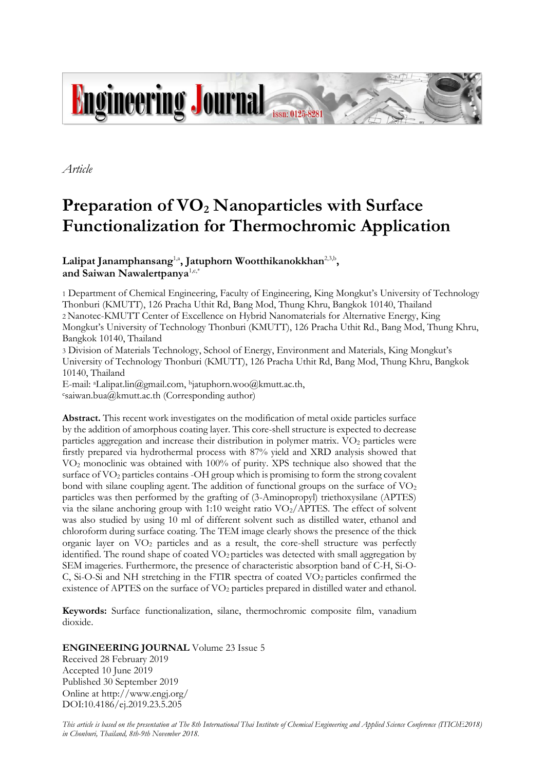*Article*

# Preparation of $VO_2$ Nanoparticles with Surface Functionalization for Thermochromic Application

**Lalipat Janamphansang**[1,a]**, Jatuphorn Wootthikanokkhan**[2,3,b]**, and Saiwan Nawalertpanya**[1,c,*]

1 Department of Chemical Engineering, Faculty of Engineering, King Mongkut's University of Technology Thonburi (KMUTT), 126 Pracha Uthit Rd, Bang Mod, Thung Khru, Bangkok 10140, Thailand
2 Nanotec-KMUTT Center of Excellence on Hybrid Nanomaterials for Alternative Energy, King Mongkut's University of Technology Thonburi (KMUTT), 126 Pracha Uthit Rd., Bang Mod, Thung Khru, Bangkok 10140, Thailand
3 Division of Materials Technology, School of Energy, Environment and Materials, King Mongkut's University of Technology Thonburi (KMUTT), 126 Pracha Uthit Rd, Bang Mod, Thung Khru, Bangkok 10140, Thailand
E-mail: [a]Lalipat.lin@gmail.com, [b]jatuphorn.woo@kmutt.ac.th, [c]saiwan.bua@kmutt.ac.th (Corresponding author)

**Abstract.** This recent work investigates on the modification of metal oxide particles surface by the addition of amorphous coating layer. This core-shell structure is expected to decrease particles aggregation and increase their distribution in polymer matrix. $VO_2$ particles were firstly prepared via hydrothermal process with 87% yield and XRD analysis showed that $VO_2$ monoclinic was obtained with 100% of purity. XPS technique also showed that the surface of $VO_2$ particles contains -OH group which is promising to form the strong covalent bond with silane coupling agent. The addition of functional groups on the surface of $VO_2$ particles was then performed by the grafting of (3-Aminopropyl) triethoxysilane (APTES) via the silane anchoring group with 1:10 weight ratio $VO_2$/APTES. The effect of solvent was also studied by using 10 ml of different solvent such as distilled water, ethanol and chloroform during surface coating. The TEM image clearly shows the presence of the thick organic layer on $VO_2$ particles and as a result, the core-shell structure was perfectly identified. The round shape of coated $VO_2$ particles was detected with small aggregation by SEM imageries. Furthermore, the presence of characteristic absorption band of C-H, Si-O-C, Si-O-Si and NH stretching in the FTIR spectra of coated $VO_2$ particles confirmed the existence of APTES on the surface of $VO_2$ particles prepared in distilled water and ethanol.

**Keywords:** Surface functionalization, silane, thermochromic composite film, vanadium dioxide.

**ENGINEERING JOURNAL** Volume 23 Issue 5
Received 28 February 2019
Accepted 10 June 2019
Published 30 September 2019
Online at http://www.engj.org/
DOI:10.4186/ej.2019.23.5.205

*This article is based on the presentation at The 8th International Thai Institute of Chemical Engineering and Applied Science Conference (ITIChE2018) in Chonburi, Thailand, 8th-9th November 2018.*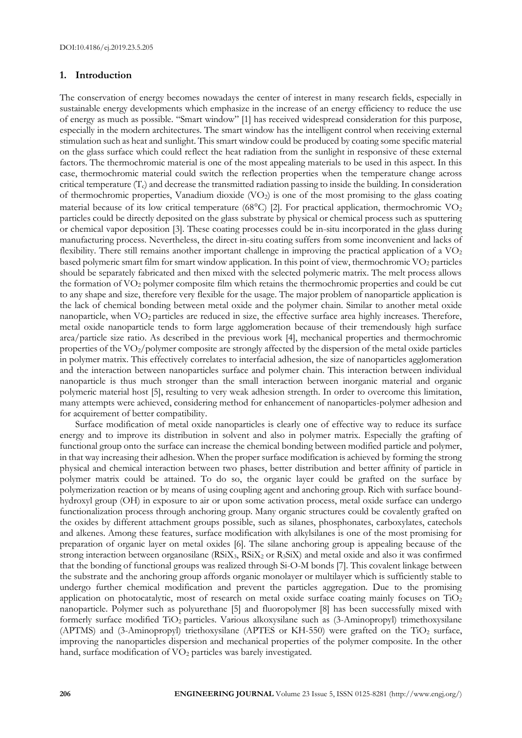## 1. Introduction

The conservation of energy becomes nowadays the center of interest in many research fields, especially in sustainable energy developments which emphasize in the increase of an energy efficiency to reduce the use of energy as much as possible. "Smart window" [1] has received widespread consideration for this purpose, especially in the modern architectures. The smart window has the intelligent control when receiving external stimulation such as heat and sunlight. This smart window could be produced by coating some specific material on the glass surface which could reflect the heat radiation from the sunlight in responsive of these external factors. The thermochromic material is one of the most appealing materials to be used in this aspect. In this case, thermochromic material could switch the reflection properties when the temperature change across critical temperature ($T_c$) and decrease the transmitted radiation passing to inside the building. In consideration of thermochromic properties, Vanadium dioxide ($VO_2$) is one of the most promising to the glass coating material because of its low critical temperature (68°C) [2]. For practical application, thermochromic $VO_2$ particles could be directly deposited on the glass substrate by physical or chemical process such as sputtering or chemical vapor deposition [3]. These coating processes could be in-situ incorporated in the glass during manufacturing process. Nevertheless, the direct in-situ coating suffers from some inconvenient and lacks of flexibility. There still remains another important challenge in improving the practical application of a $VO_2$ based polymeric smart film for smart window application. In this point of view, thermochromic $VO_2$ particles should be separately fabricated and then mixed with the selected polymeric matrix. The melt process allows the formation of $VO_2$ polymer composite film which retains the thermochromic properties and could be cut to any shape and size, therefore very flexible for the usage. The major problem of nanoparticle application is the lack of chemical bonding between metal oxide and the polymer chain. Similar to another metal oxide nanoparticle, when $VO_2$ particles are reduced in size, the effective surface area highly increases. Therefore, metal oxide nanoparticle tends to form large agglomeration because of their tremendously high surface area/particle size ratio. As described in the previous work [4], mechanical properties and thermochromic properties of the $VO_2$/polymer composite are strongly affected by the dispersion of the metal oxide particles in polymer matrix. This effectively correlates to interfacial adhesion, the size of nanoparticles agglomeration and the interaction between nanoparticles surface and polymer chain. This interaction between individual nanoparticle is thus much stronger than the small interaction between inorganic material and organic polymeric material host [5], resulting to very weak adhesion strength. In order to overcome this limitation, many attempts were achieved, considering method for enhancement of nanoparticles-polymer adhesion and for acquirement of better compatibility.

Surface modification of metal oxide nanoparticles is clearly one of effective way to reduce its surface energy and to improve its distribution in solvent and also in polymer matrix. Especially the grafting of functional group onto the surface can increase the chemical bonding between modified particle and polymer, in that way increasing their adhesion. When the proper surface modification is achieved by forming the strong physical and chemical interaction between two phases, better distribution and better affinity of particle in polymer matrix could be attained. To do so, the organic layer could be grafted on the surface by polymerization reaction or by means of using coupling agent and anchoring group. Rich with surface bound-hydroxyl group (OH) in exposure to air or upon some activation process, metal oxide surface can undergo functionalization process through anchoring group. Many organic structures could be covalently grafted on the oxides by different attachment groups possible, such as silanes, phosphonates, carboxylates, catechols and alkenes. Among these features, surface modification with alkylsilanes is one of the most promising for preparation of organic layer on metal oxides [6]. The silane anchoring group is appealing because of the strong interaction between organosilane ($RSiX_3$, $RSiX_2$ or $R_3SiX$) and metal oxide and also it was confirmed that the bonding of functional groups was realized through Si-O-M bonds [7]. This covalent linkage between the substrate and the anchoring group affords organic monolayer or multilayer which is sufficiently stable to undergo further chemical modification and prevent the particles aggregation. Due to the promising application on photocatalytic, most of research on metal oxide surface coating mainly focuses on $TiO_2$ nanoparticle. Polymer such as polyurethane [5] and fluoropolymer [8] has been successfully mixed with formerly surface modified $TiO_2$ particles. Various alkoxysilane such as (3-Aminopropyl) trimethoxysilane (APTMS) and (3-Aminopropyl) triethoxysilane (APTES or KH-550) were grafted on the $TiO_2$ surface, improving the nanoparticles dispersion and mechanical properties of the polymer composite. In the other hand, surface modification of $VO_2$ particles was barely investigated.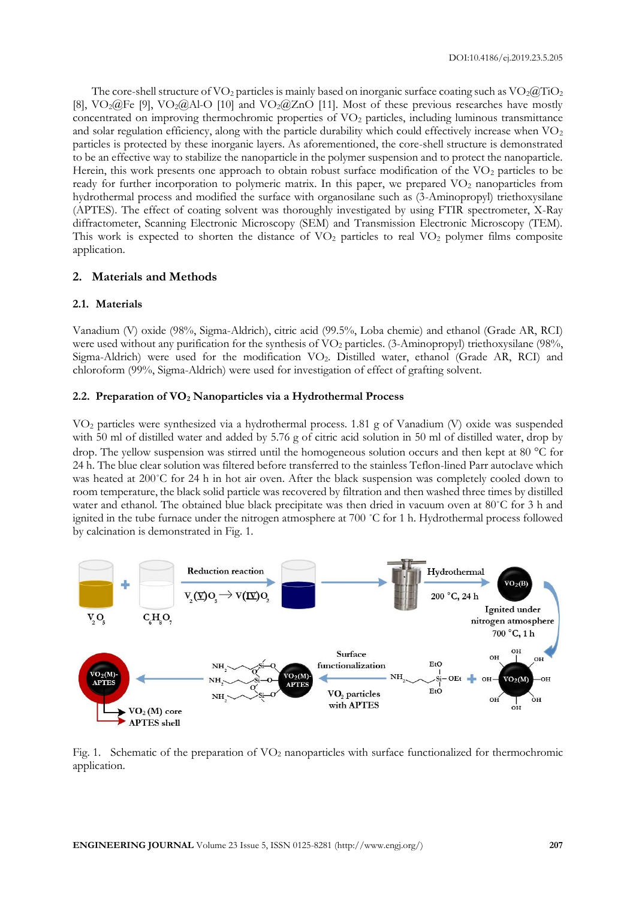The core-shell structure of $VO_2$ particles is mainly based on inorganic surface coating such as $VO_2$@$TiO_2$ [8], $VO_2$@Fe [9], $VO_2$@Al-O [10] and $VO_2$@ZnO [11]. Most of these previous researches have mostly concentrated on improving thermochromic properties of $VO_2$ particles, including luminous transmittance and solar regulation efficiency, along with the particle durability which could effectively increase when $VO_2$ particles is protected by these inorganic layers. As aforementioned, the core-shell structure is demonstrated to be an effective way to stabilize the nanoparticle in the polymer suspension and to protect the nanoparticle. Herein, this work presents one approach to obtain robust surface modification of the $VO_2$ particles to be ready for further incorporation to polymeric matrix. In this paper, we prepared $VO_2$ nanoparticles from hydrothermal process and modified the surface with organosilane such as (3-Aminopropyl) triethoxysilane (APTES). The effect of coating solvent was thoroughly investigated by using FTIR spectrometer, X-Ray diffractometer, Scanning Electronic Microscopy (SEM) and Transmission Electronic Microscopy (TEM). This work is expected to shorten the distance of $VO_2$ particles to real $VO_2$ polymer films composite application.

## 2. Materials and Methods

### 2.1. Materials

Vanadium (V) oxide (98%, Sigma-Aldrich), citric acid (99.5%, Loba chemie) and ethanol (Grade AR, RCI) were used without any purification for the synthesis of $VO_2$ particles. (3-Aminopropyl) triethoxysilane (98%, Sigma-Aldrich) were used for the modification $VO_2$. Distilled water, ethanol (Grade AR, RCI) and chloroform (99%, Sigma-Aldrich) were used for investigation of effect of grafting solvent.

### 2.2. Preparation of $VO_2$ Nanoparticles via a Hydrothermal Process

$VO_2$ particles were synthesized via a hydrothermal process. 1.81 g of Vanadium (V) oxide was suspended with 50 ml of distilled water and added by 5.76 g of citric acid solution in 50 ml of distilled water, drop by drop. The yellow suspension was stirred until the homogeneous solution occurs and then kept at 80 °C for 24 h. The blue clear solution was filtered before transferred to the stainless Teflon-lined Parr autoclave which was heated at 200°C for 24 h in hot air oven. After the black suspension was completely cooled down to room temperature, the black solid particle was recovered by filtration and then washed three times by distilled water and ethanol. The obtained blue black precipitate was then dried in vacuum oven at 80°C for 3 h and ignited in the tube furnace under the nitrogen atmosphere at 700 °C for 1 h. Hydrothermal process followed by calcination is demonstrated in Fig. 1.

Fig. 1. Schematic of the preparation of $VO_2$ nanoparticles with surface functionalized for thermochromic application.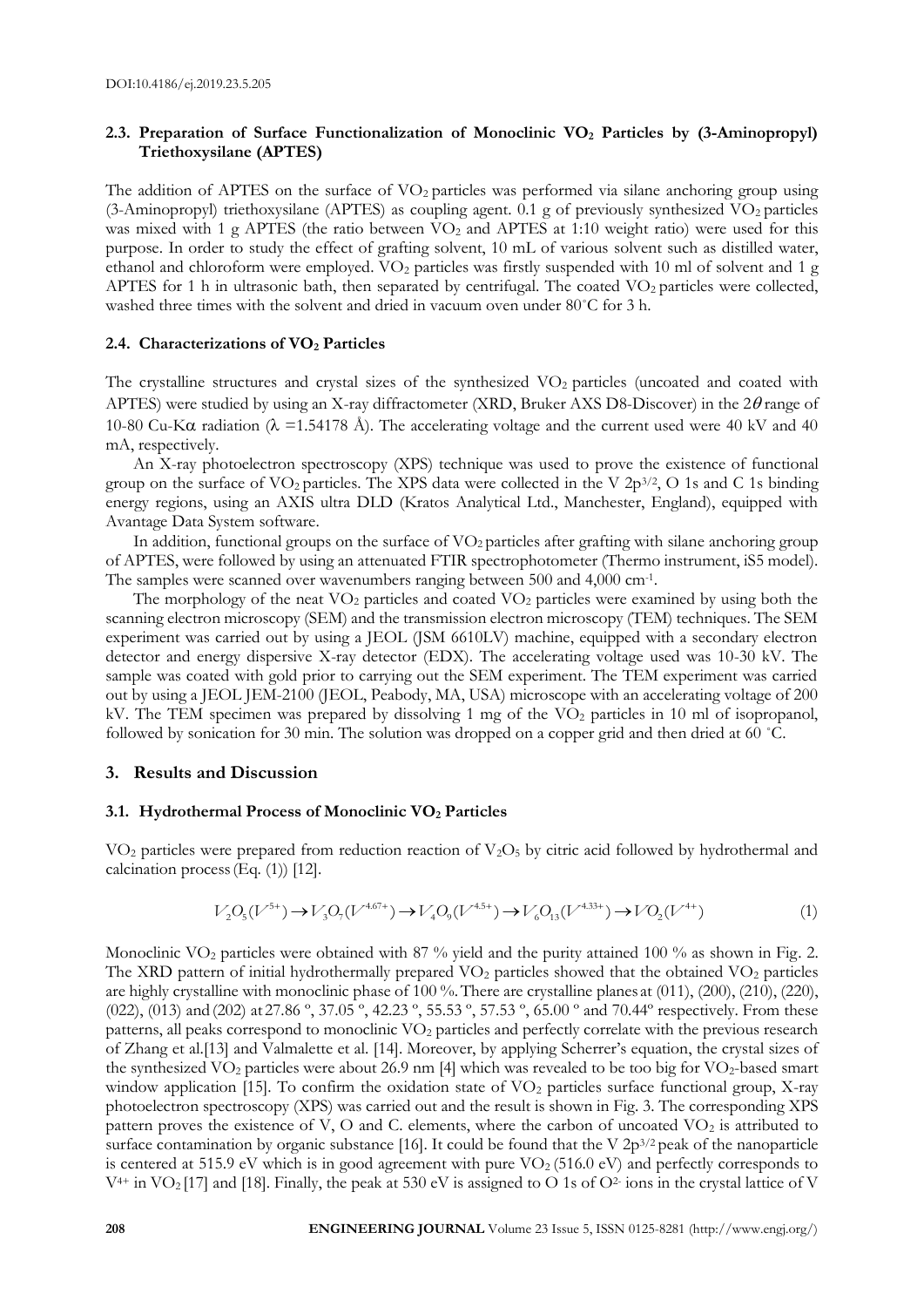### 2.3. Preparation of Surface Functionalization of Monoclinic $VO_2$ Particles by (3-Aminopropyl) Triethoxysilane (APTES)

The addition of APTES on the surface of $VO_2$ particles was performed via silane anchoring group using (3-Aminopropyl) triethoxysilane (APTES) as coupling agent. 0.1 g of previously synthesized $VO_2$ particles was mixed with 1 g APTES (the ratio between $VO_2$ and APTES at 1:10 weight ratio) were used for this purpose. In order to study the effect of grafting solvent, 10 mL of various solvent such as distilled water, ethanol and chloroform were employed. $VO_2$ particles was firstly suspended with 10 ml of solvent and 1 g APTES for 1 h in ultrasonic bath, then separated by centrifugal. The coated $VO_2$ particles were collected, washed three times with the solvent and dried in vacuum oven under 80˚C for 3 h.

### 2.4. Characterizations of $VO_2$ Particles

The crystalline structures and crystal sizes of the synthesized $VO_2$ particles (uncoated and coated with APTES) were studied by using an X-ray diffractometer (XRD, Bruker AXS D8-Discover) in the $2\theta$ range of 10-80 Cu-K$\alpha$ radiation ($\lambda$ =1.54178 Å). The accelerating voltage and the current used were 40 kV and 40 mA, respectively.

An X-ray photoelectron spectroscopy (XPS) technique was used to prove the existence of functional group on the surface of $VO_2$ particles. The XPS data were collected in the V $2p^{3/2}$, O 1s and C 1s binding energy regions, using an AXIS ultra DLD (Kratos Analytical Ltd., Manchester, England), equipped with Avantage Data System software.

In addition, functional groups on the surface of $VO_2$ particles after grafting with silane anchoring group of APTES, were followed by using an attenuated FTIR spectrophotometer (Thermo instrument, iS5 model). The samples were scanned over wavenumbers ranging between 500 and 4,000 $cm^{-1}$.

The morphology of the neat $VO_2$ particles and coated $VO_2$ particles were examined by using both the scanning electron microscopy (SEM) and the transmission electron microscopy (TEM) techniques. The SEM experiment was carried out by using a JEOL (JSM 6610LV) machine, equipped with a secondary electron detector and energy dispersive X-ray detector (EDX). The accelerating voltage used was 10-30 kV. The sample was coated with gold prior to carrying out the SEM experiment. The TEM experiment was carried out by using a JEOL JEM-2100 (JEOL, Peabody, MA, USA) microscope with an accelerating voltage of 200 kV. The TEM specimen was prepared by dissolving 1 mg of the $VO_2$ particles in 10 ml of isopropanol, followed by sonication for 30 min. The solution was dropped on a copper grid and then dried at 60 ˚C.

## 3. Results and Discussion

### 3.1. Hydrothermal Process of Monoclinic $VO_2$ Particles

$VO_2$ particles were prepared from reduction reaction of $V_2O_5$ by citric acid followed by hydrothermal and calcination process (Eq. (1)) [12].

$$V_2O_5(V^{5+}) \rightarrow V_3O_7(V^{4.67+}) \rightarrow V_4O_9(V^{4.5+}) \rightarrow V_6O_{13}(V^{4.33+}) \rightarrow VO_2(V^{4+}) \quad (1)$$

Monoclinic $VO_2$ particles were obtained with 87 % yield and the purity attained 100 % as shown in Fig. 2. The XRD pattern of initial hydrothermally prepared $VO_2$ particles showed that the obtained $VO_2$ particles are highly crystalline with monoclinic phase of 100 %. There are crystalline planes at (011), (200), (210), (220), (022), (013) and (202) at 27.86 º, 37.05 º, 42.23 º, 55.53 º, 57.53 º, 65.00 º and 70.44º respectively. From these patterns, all peaks correspond to monoclinic $VO_2$ particles and perfectly correlate with the previous research of Zhang et al.[13] and Valmalette et al. [14]. Moreover, by applying Scherrer's equation, the crystal sizes of the synthesized $VO_2$ particles were about 26.9 nm [4] which was revealed to be too big for $VO_2$-based smart window application [15]. To confirm the oxidation state of $VO_2$ particles surface functional group, X-ray photoelectron spectroscopy (XPS) was carried out and the result is shown in Fig. 3. The corresponding XPS pattern proves the existence of V, O and C. elements, where the carbon of uncoated $VO_2$ is attributed to surface contamination by organic substance [16]. It could be found that the V $2p^{3/2}$ peak of the nanoparticle is centered at 515.9 eV which is in good agreement with pure $VO_2$ (516.0 eV) and perfectly corresponds to $V^{4+}$ in $VO_2$ [17] and [18]. Finally, the peak at 530 eV is assigned to O 1s of $O^{2-}$ ions in the crystal lattice of V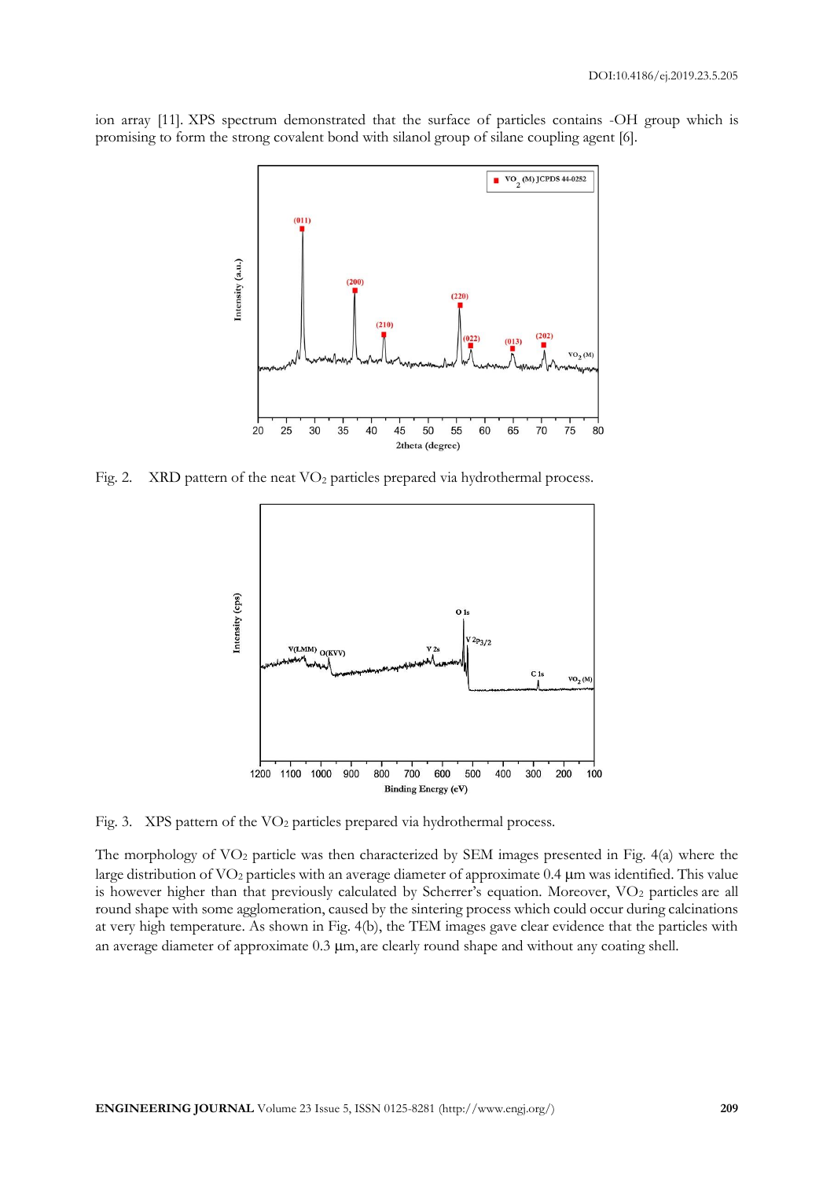ion array [11]. XPS spectrum demonstrated that the surface of particles contains -OH group which is promising to form the strong covalent bond with silanol group of silane coupling agent [6].

Fig. 2. XRD pattern of the neat $VO_2$ particles prepared via hydrothermal process.

Fig. 3. XPS pattern of the $VO_2$ particles prepared via hydrothermal process.

The morphology of $VO_2$ particle was then characterized by SEM images presented in Fig. 4(a) where the large distribution of $VO_2$ particles with an average diameter of approximate 0.4 μm was identified. This value is however higher than that previously calculated by Scherrer's equation. Moreover, $VO_2$ particles are all round shape with some agglomeration, caused by the sintering process which could occur during calcinations at very high temperature. As shown in Fig. 4(b), the TEM images gave clear evidence that the particles with an average diameter of approximate 0.3 μm, are clearly round shape and without any coating shell.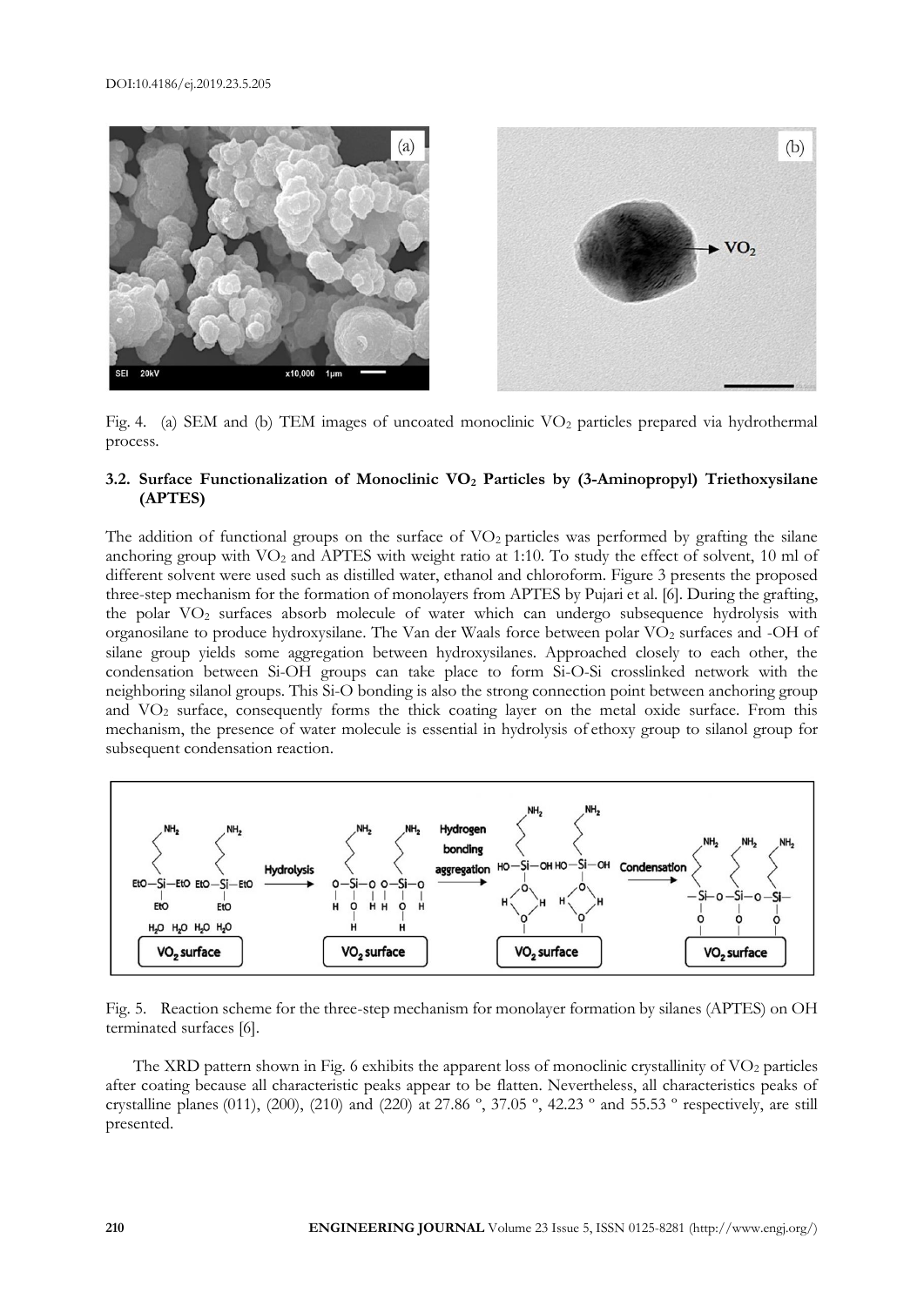Fig. 4. (a) SEM and (b) TEM images of uncoated monoclinic $VO_2$ particles prepared via hydrothermal process.

### 3.2. Surface Functionalization of Monoclinic $VO_2$ Particles by (3-Aminopropyl) Triethoxysilane (APTES)

The addition of functional groups on the surface of $VO_2$ particles was performed by grafting the silane anchoring group with $VO_2$ and APTES with weight ratio at 1:10. To study the effect of solvent, 10 ml of different solvent were used such as distilled water, ethanol and chloroform. Figure 3 presents the proposed three-step mechanism for the formation of monolayers from APTES by Pujari et al. [6]. During the grafting, the polar $VO_2$ surfaces absorb molecule of water which can undergo subsequence hydrolysis with organosilane to produce hydroxysilane. The Van der Waals force between polar $VO_2$ surfaces and -OH of silane group yields some aggregation between hydroxysilanes. Approached closely to each other, the condensation between Si-OH groups can take place to form Si-O-Si crosslinked network with the neighboring silanol groups. This Si-O bonding is also the strong connection point between anchoring group and $VO_2$ surface, consequently forms the thick coating layer on the metal oxide surface. From this mechanism, the presence of water molecule is essential in hydrolysis of ethoxy group to silanol group for subsequent condensation reaction.

Fig. 5. Reaction scheme for the three-step mechanism for monolayer formation by silanes (APTES) on OH terminated surfaces [6].

The XRD pattern shown in Fig. 6 exhibits the apparent loss of monoclinic crystallinity of $VO_2$ particles after coating because all characteristic peaks appear to be flatten. Nevertheless, all characteristics peaks of crystalline planes (011), (200), (210) and (220) at 27.86 º, 37.05 º, 42.23 º and 55.53 º respectively, are still presented.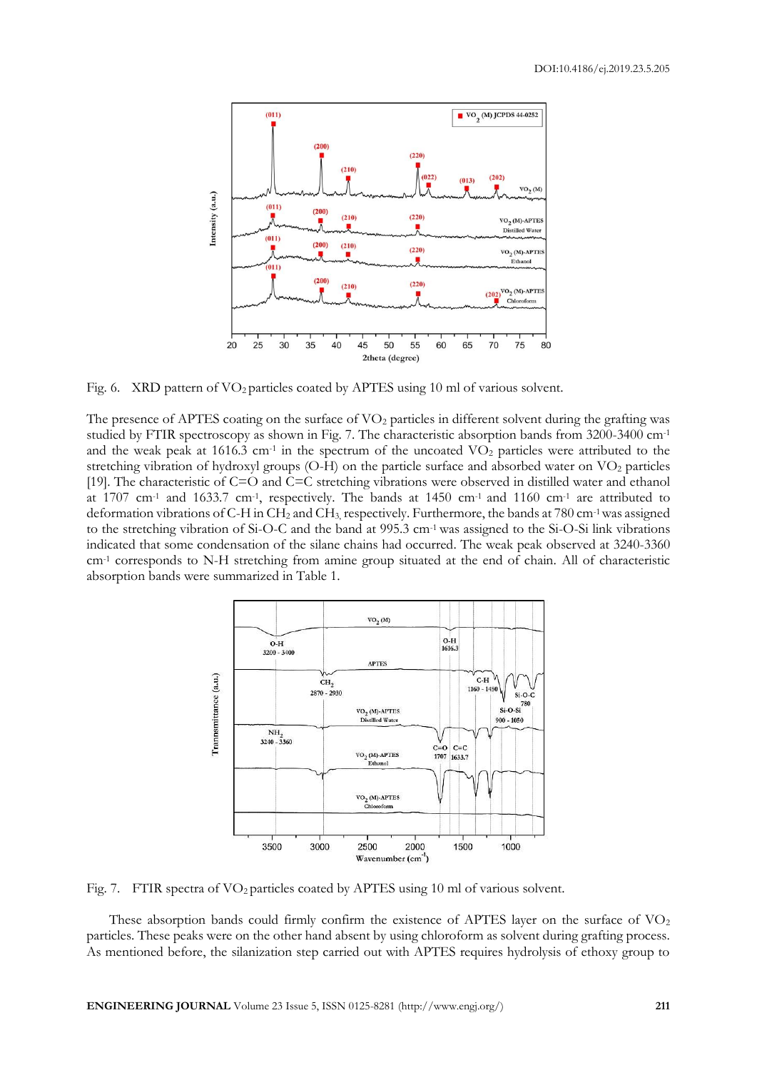Fig. 6. XRD pattern of $VO_2$ particles coated by APTES using 10 ml of various solvent.

The presence of APTES coating on the surface of $VO_2$ particles in different solvent during the grafting was studied by FTIR spectroscopy as shown in Fig. 7. The characteristic absorption bands from 3200-3400 $cm^{-1}$ and the weak peak at 1616.3 $cm^{-1}$ in the spectrum of the uncoated $VO_2$ particles were attributed to the stretching vibration of hydroxyl groups (O-H) on the particle surface and absorbed water on $VO_2$ particles [19]. The characteristic of C=O and C=C stretching vibrations were observed in distilled water and ethanol at 1707 $cm^{-1}$ and 1633.7 $cm^{-1}$, respectively. The bands at 1450 $cm^{-1}$ and 1160 $cm^{-1}$ are attributed to deformation vibrations of C-H in $CH_2$ and $CH_3$, respectively. Furthermore, the bands at 780 $cm^{-1}$ was assigned to the stretching vibration of Si-O-C and the band at 995.3 $cm^{-1}$ was assigned to the Si-O-Si link vibrations indicated that some condensation of the silane chains had occurred. The weak peak observed at 3240-3360 $cm^{-1}$ corresponds to N-H stretching from amine group situated at the end of chain. All of characteristic absorption bands were summarized in Table 1.

Fig. 7. FTIR spectra of $VO_2$ particles coated by APTES using 10 ml of various solvent.

These absorption bands could firmly confirm the existence of APTES layer on the surface of $VO_2$ particles. These peaks were on the other hand absent by using chloroform as solvent during grafting process. As mentioned before, the silanization step carried out with APTES requires hydrolysis of ethoxy group to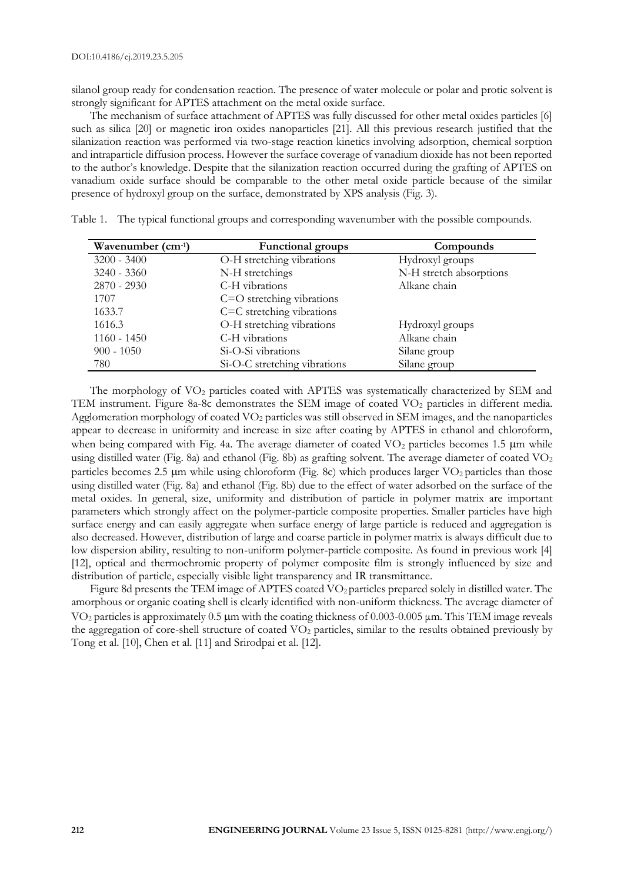silanol group ready for condensation reaction. The presence of water molecule or polar and protic solvent is strongly significant for APTES attachment on the metal oxide surface.

The mechanism of surface attachment of APTES was fully discussed for other metal oxides particles [6] such as silica [20] or magnetic iron oxides nanoparticles [21]. All this previous research justified that the silanization reaction was performed via two-stage reaction kinetics involving adsorption, chemical sorption and intraparticle diffusion process. However the surface coverage of vanadium dioxide has not been reported to the author's knowledge. Despite that the silanization reaction occurred during the grafting of APTES on vanadium oxide surface should be comparable to the other metal oxide particle because of the similar presence of hydroxyl group on the surface, demonstrated by XPS analysis (Fig. 3).

Table 1. The typical functional groups and corresponding wavenumber with the possible compounds.

| Wavenumber ($cm^{-1}$) | Functional groups | Compounds |
|---|---|---|
| 3200 - 3400 | O-H stretching vibrations | Hydroxyl groups |
| 3240 - 3360 | N-H stretchings | N-H stretch absorptions |
| 2870 - 2930 | C-H vibrations | Alkane chain |
| 1707 | C=O stretching vibrations | |
| 1633.7 | C=C stretching vibrations | |
| 1616.3 | O-H stretching vibrations | Hydroxyl groups |
| 1160 - 1450 | C-H vibrations | Alkane chain |
| 900 - 1050 | Si-O-Si vibrations | Silane group |
| 780 | Si-O-C stretching vibrations | Silane group |

The morphology of $VO_2$ particles coated with APTES was systematically characterized by SEM and TEM instrument. Figure 8a-8c demonstrates the SEM image of coated $VO_2$ particles in different media. Agglomeration morphology of coated $VO_2$ particles was still observed in SEM images, and the nanoparticles appear to decrease in uniformity and increase in size after coating by APTES in ethanol and chloroform, when being compared with Fig. 4a. The average diameter of coated $VO_2$ particles becomes 1.5 μm while using distilled water (Fig. 8a) and ethanol (Fig. 8b) as grafting solvent. The average diameter of coated $VO_2$ particles becomes 2.5 μm while using chloroform (Fig. 8c) which produces larger $VO_2$ particles than those using distilled water (Fig. 8a) and ethanol (Fig. 8b) due to the effect of water adsorbed on the surface of the metal oxides. In general, size, uniformity and distribution of particle in polymer matrix are important parameters which strongly affect on the polymer-particle composite properties. Smaller particles have high surface energy and can easily aggregate when surface energy of large particle is reduced and aggregation is also decreased. However, distribution of large and coarse particle in polymer matrix is always difficult due to low dispersion ability, resulting to non-uniform polymer-particle composite. As found in previous work [4] [12], optical and thermochromic property of polymer composite film is strongly influenced by size and distribution of particle, especially visible light transparency and IR transmittance.

Figure 8d presents the TEM image of APTES coated $VO_2$ particles prepared solely in distilled water. The amorphous or organic coating shell is clearly identified with non-uniform thickness. The average diameter of $VO_2$ particles is approximately 0.5 μm with the coating thickness of 0.003-0.005 μm. This TEM image reveals the aggregation of core-shell structure of coated $VO_2$ particles, similar to the results obtained previously by Tong et al. [10], Chen et al. [11] and Srirodpai et al. [12].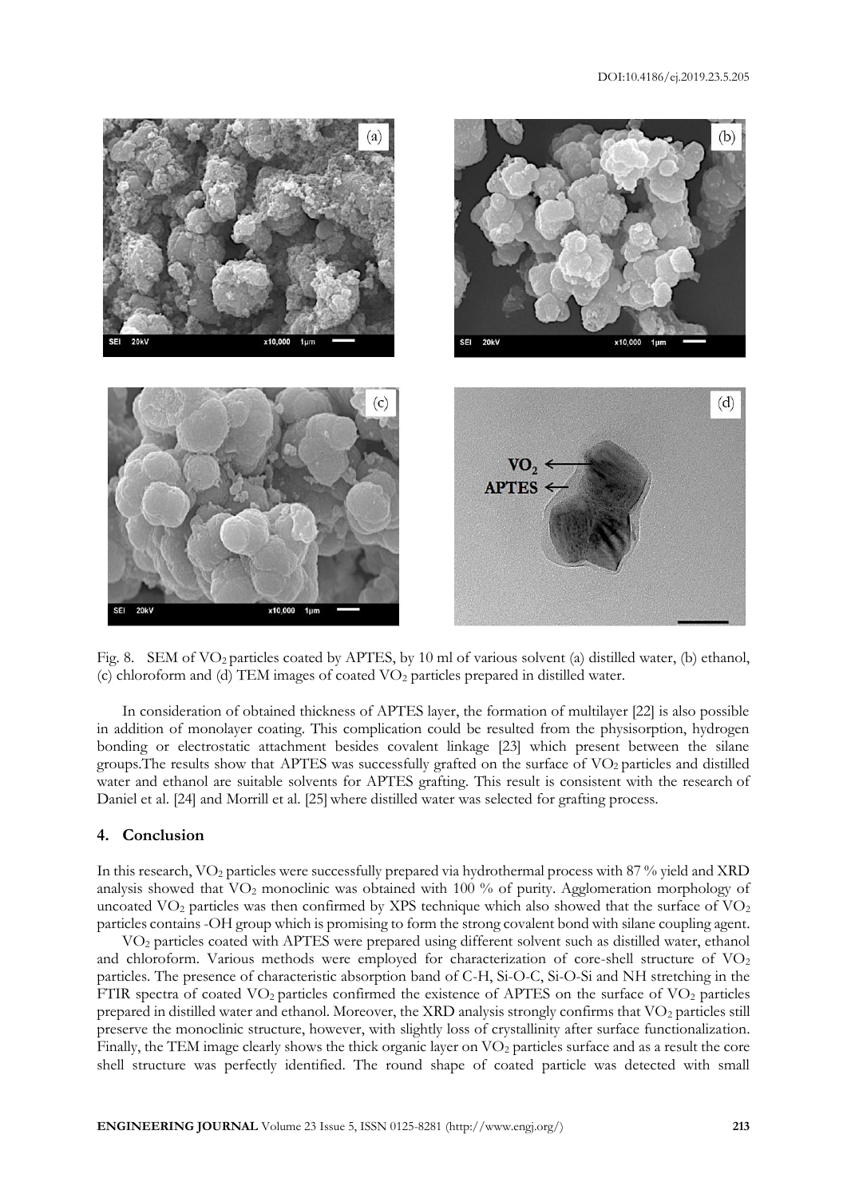Fig. 8. SEM of $VO_2$ particles coated by APTES, by 10 ml of various solvent (a) distilled water, (b) ethanol, (c) chloroform and (d) TEM images of coated $VO_2$ particles prepared in distilled water.

In consideration of obtained thickness of APTES layer, the formation of multilayer [22] is also possible in addition of monolayer coating. This complication could be resulted from the physisorption, hydrogen bonding or electrostatic attachment besides covalent linkage [23] which present between the silane groups.The results show that APTES was successfully grafted on the surface of $VO_2$ particles and distilled water and ethanol are suitable solvents for APTES grafting. This result is consistent with the research of Daniel et al. [24] and Morrill et al. [25] where distilled water was selected for grafting process.

## 4. Conclusion

In this research, $VO_2$ particles were successfully prepared via hydrothermal process with 87 % yield and XRD analysis showed that $VO_2$ monoclinic was obtained with 100 % of purity. Agglomeration morphology of uncoated $VO_2$ particles was then confirmed by XPS technique which also showed that the surface of $VO_2$ particles contains -OH group which is promising to form the strong covalent bond with silane coupling agent.

$VO_2$ particles coated with APTES were prepared using different solvent such as distilled water, ethanol and chloroform. Various methods were employed for characterization of core-shell structure of $VO_2$ particles. The presence of characteristic absorption band of C-H, Si-O-C, Si-O-Si and NH stretching in the FTIR spectra of coated $VO_2$ particles confirmed the existence of APTES on the surface of $VO_2$ particles prepared in distilled water and ethanol. Moreover, the XRD analysis strongly confirms that $VO_2$ particles still preserve the monoclinic structure, however, with slightly loss of crystallinity after surface functionalization. Finally, the TEM image clearly shows the thick organic layer on $VO_2$ particles surface and as a result the core shell structure was perfectly identified. The round shape of coated particle was detected with small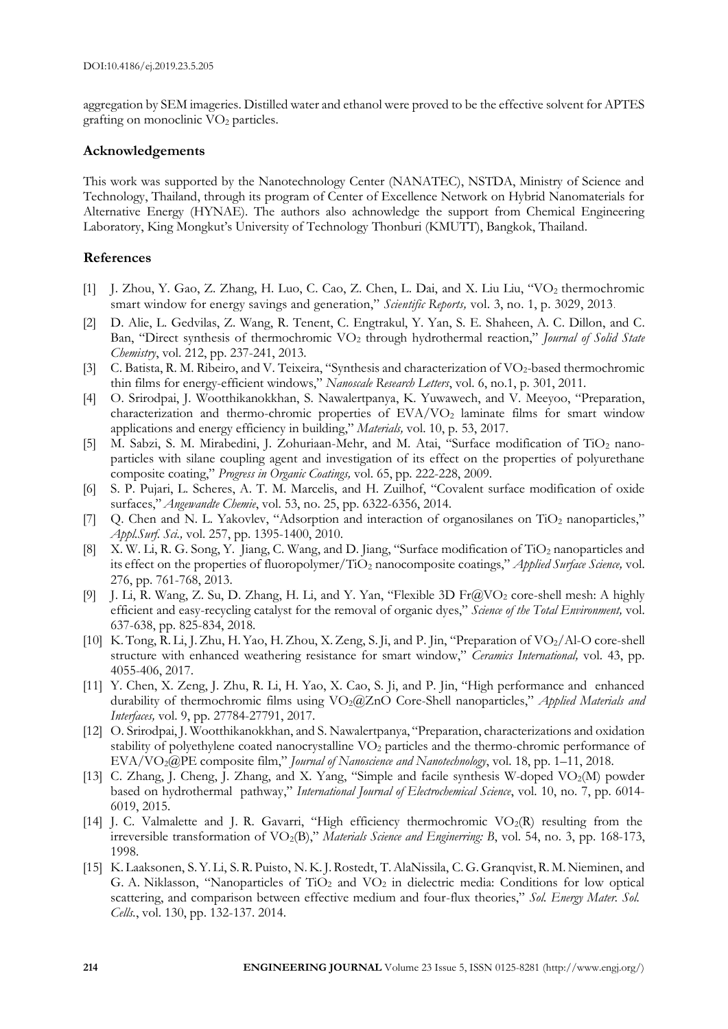aggregation by SEM imageries. Distilled water and ethanol were proved to be the effective solvent for APTES grafting on monoclinic $VO_2$ particles.

## Acknowledgements

This work was supported by the Nanotechnology Center (NANATEC), NSTDA, Ministry of Science and Technology, Thailand, through its program of Center of Excellence Network on Hybrid Nanomaterials for Alternative Energy (HYNAE). The authors also achnowledge the support from Chemical Engineering Laboratory, King Mongkut's University of Technology Thonburi (KMUTT), Bangkok, Thailand.

## References

[1] J. Zhou, Y. Gao, Z. Zhang, H. Luo, C. Cao, Z. Chen, L. Dai, and X. Liu Liu, "$VO_2$ thermochromic smart window for energy savings and generation," *Scientific Reports,* vol. 3, no. 1, p. 3029, 2013.

[2] D. Alie, L. Gedvilas, Z. Wang, R. Tenent, C. Engtrakul, Y. Yan, S. E. Shaheen, A. C. Dillon, and C. Ban, "Direct synthesis of thermochromic $VO_2$ through hydrothermal reaction," *Journal of Solid State Chemistry*, vol. 212, pp. 237-241, 2013.

[3] C. Batista, R. M. Ribeiro, and V. Teixeira, "Synthesis and characterization of $VO_2$-based thermochromic thin films for energy-efficient windows," *Nanoscale Research Letters*, vol. 6, no.1, p. 301, 2011.

[4] O. Srirodpai, J. Wootthikanokkhan, S. Nawalertpanya, K. Yuwawech, and V. Meeyoo, "Preparation, characterization and thermo-chromic properties of EVA/$VO_2$ laminate films for smart window applications and energy efficiency in building," *Materials,* vol. 10, p. 53, 2017.

[5] M. Sabzi, S. M. Mirabedini, J. Zohuriaan-Mehr, and M. Atai, "Surface modification of $TiO_2$ nano-particles with silane coupling agent and investigation of its effect on the properties of polyurethane composite coating," *Progress in Organic Coatings,* vol. 65, pp. 222-228, 2009.

[6] S. P. Pujari, L. Scheres, A. T. M. Marcelis, and H. Zuilhof, "Covalent surface modification of oxide surfaces," *Angewandte Chemie*, vol. 53, no. 25, pp. 6322-6356, 2014.

[7] Q. Chen and N. L. Yakovlev, "Adsorption and interaction of organosilanes on $TiO_2$ nanoparticles," *Appl.Surf. Sci.,* vol. 257, pp. 1395-1400, 2010.

[8] X. W. Li, R. G. Song, Y. Jiang, C. Wang, and D. Jiang, "Surface modification of $TiO_2$ nanoparticles and its effect on the properties of fluoropolymer/$TiO_2$ nanocomposite coatings," *Applied Surface Science,* vol. 276, pp. 761-768, 2013.

[9] J. Li, R. Wang, Z. Su, D. Zhang, H. Li, and Y. Yan, "Flexible 3D Fr@$VO_2$ core-shell mesh: A highly efficient and easy-recycling catalyst for the removal of organic dyes," *Science of the Total Environment,* vol. 637-638, pp. 825-834, 2018.

[10] K. Tong, R. Li, J. Zhu, H. Yao, H. Zhou, X. Zeng, S. Ji, and P. Jin, "Preparation of $VO_2$/Al-O core-shell structure with enhanced weathering resistance for smart window," *Ceramics International,* vol. 43, pp. 4055-406, 2017.

[11] Y. Chen, X. Zeng, J. Zhu, R. Li, H. Yao, X. Cao, S. Ji, and P. Jin, "High performance and enhanced durability of thermochromic films using $VO_2$@ZnO Core-Shell nanoparticles," *Applied Materials and Interfaces,* vol. 9, pp. 27784-27791, 2017.

[12] O. Srirodpai, J. Wootthikanokkhan, and S. Nawalertpanya, "Preparation, characterizations and oxidation stability of polyethylene coated nanocrystalline $VO_2$ particles and the thermo-chromic performance of EVA/$VO_2$@PE composite film," *Journal of Nanoscience and Nanotechnology*, vol. 18, pp. 1–11, 2018.

[13] C. Zhang, J. Cheng, J. Zhang, and X. Yang, "Simple and facile synthesis W-doped $VO_2$(M) powder based on hydrothermal pathway," *International Journal of Electrochemical Science*, vol. 10, no. 7, pp. 6014-6019, 2015.

[14] J. C. Valmalette and J. R. Gavarri, "High efficiency thermochromic $VO_2$(R) resulting from the irreversible transformation of $VO_2$(B)," *Materials Science and Enginerring: B*, vol. 54, no. 3, pp. 168-173, 1998.

[15] K. Laaksonen, S. Y. Li, S. R. Puisto, N. K. J. Rostedt, T. AlaNissila, C. G. Granqvist, R. M. Nieminen, and G. A. Niklasson, "Nanoparticles of $TiO_2$ and $VO_2$ in dielectric media: Conditions for low optical scattering, and comparison between effective medium and four-flux theories," *Sol. Energy Mater. Sol. Cells.*, vol. 130, pp. 132-137. 2014.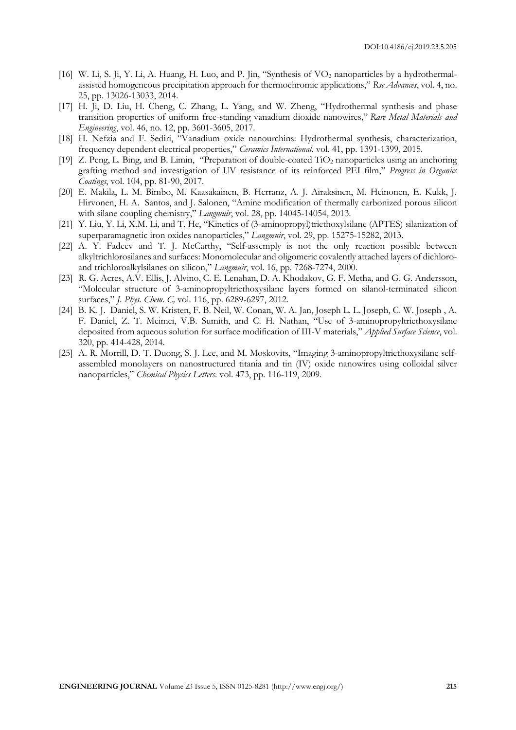[16] W. Li, S. Ji, Y. Li, A. Huang, H. Luo, and P. Jin, "Synthesis of $VO_2$ nanoparticles by a hydrothermal-assisted homogeneous precipitation approach for thermochromic applications," *Rsc Advances*, vol. 4, no. 25, pp. 13026-13033, 2014.

[17] H. Ji, D. Liu, H. Cheng, C. Zhang, L. Yang, and W. Zheng, "Hydrothermal synthesis and phase transition properties of uniform free-standing vanadium dioxide nanowires," *Rare Metal Materials and Engineering*, vol. 46, no. 12, pp. 3601-3605, 2017.

[18] H. Nefzia and F. Sediri, "Vanadium oxide nanourchins: Hydrothermal synthesis, characterization, frequency dependent electrical properties," *Ceramics International*. vol. 41, pp. 1391-1399, 2015.

[19] Z. Peng, L. Bing, and B. Limin, "Preparation of double-coated $TiO_2$ nanoparticles using an anchoring grafting method and investigation of UV resistance of its reinforced PEI film," *Progress in Organics Coatings*, vol. 104, pp. 81-90, 2017.

[20] E. Makila, L. M. Bimbo, M. Kaasakainen, B. Herranz, A. J. Airaksinen, M. Heinonen, E. Kukk, J. Hirvonen, H. A. Santos, and J. Salonen, "Amine modification of thermally carbonized porous silicon with silane coupling chemistry," *Langmuir*, vol. 28, pp. 14045-14054, 2013.

[21] Y. Liu, Y. Li, X.M. Li, and T. He, "Kinetics of (3-aminopropyl)triethoxylsilane (APTES) silanization of superparamagnetic iron oxides nanoparticles," *Langmuir*, vol. 29, pp. 15275-15282, 2013.

[22] A. Y. Fadeev and T. J. McCarthy, "Self-assemply is not the only reaction possible between alkyltrichlorosilanes and surfaces: Monomolecular and oligomeric covalently attached layers of dichloro- and trichloroalkylsilanes on silicon," *Langmuir*, vol. 16, pp. 7268-7274, 2000.

[23] R. G. Acres, A.V. Ellis, J. Alvino, C. E. Lenahan, D. A. Khodakov, G. F. Metha, and G. G. Andersson, "Molecular structure of 3-aminopropyltriethoxysilane layers formed on silanol-terminated silicon surfaces," *J. Phys. Chem. C,* vol. 116, pp. 6289-6297, 2012.

[24] B. K. J. Daniel, S. W. Kristen, F. B. Neil, W. Conan, W. A. Jan, Joseph L. L. Joseph, C. W. Joseph , A. F. Daniel, Z. T. Meimei, V.B. Sumith, and C. H. Nathan, "Use of 3-aminopropyltriethoxysilane deposited from aqueous solution for surface modification of III-V materials," *Applied Surface Science*, vol. 320, pp. 414-428, 2014.

[25] A. R. Morrill, D. T. Duong, S. J. Lee, and M. Moskovits, "Imaging 3-aminopropyltriethoxysilane self-assembled monolayers on nanostructured titania and tin (IV) oxide nanowires using colloidal silver nanoparticles," *Chemical Physics Letters*. vol. 473, pp. 116-119, 2009.